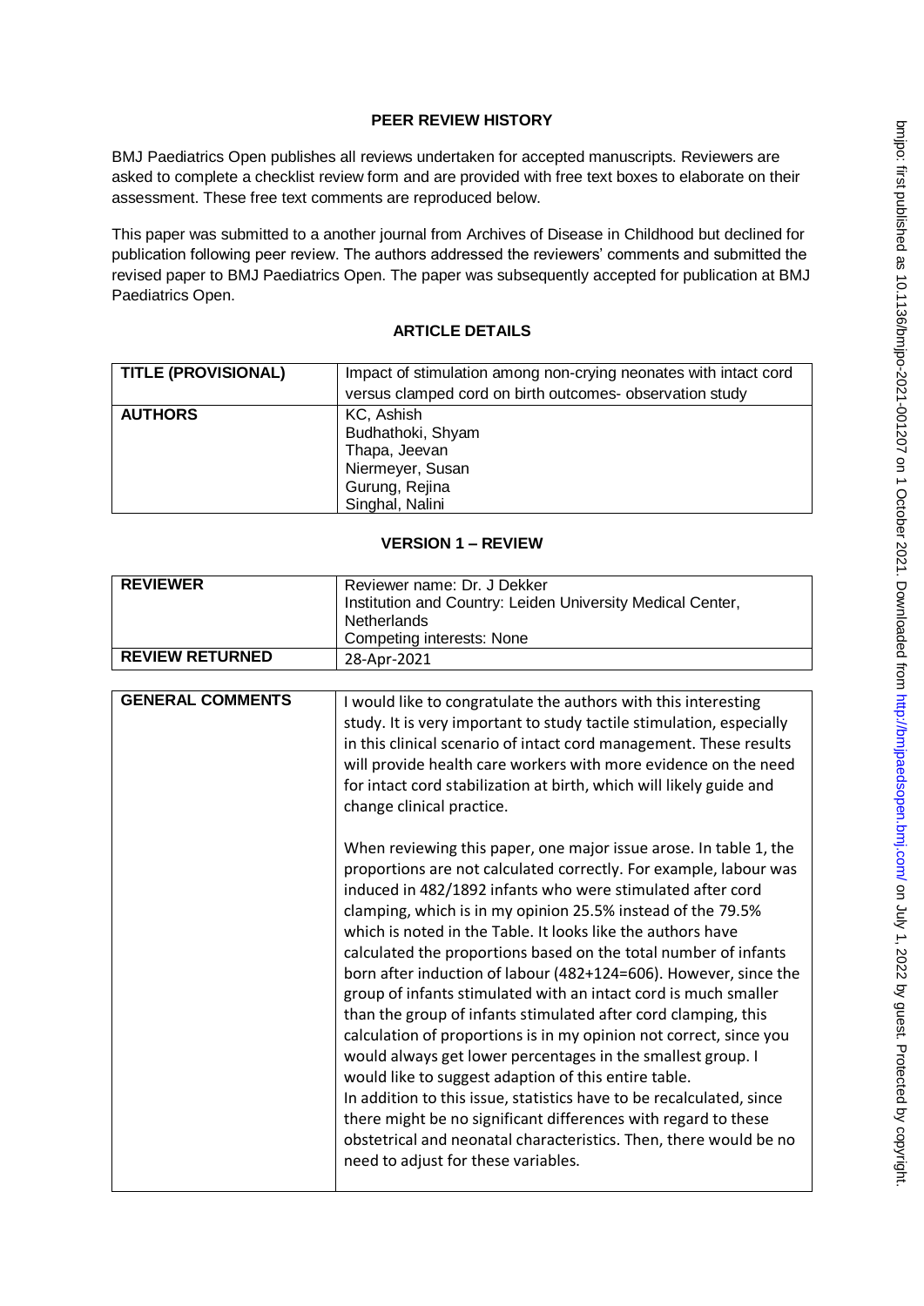## PEER REVIEW HISTORY

BMJ Paediatrics Open publishes all reviews undertaken for accepted manuscripts. Reviewers are asked to complete a checklist review form and are provided with free text boxes to elaborate on their assessment. These free text comments are reproduced below.

This paper was submitted to a another journal from Archives of Disease in Childhood but declined for publication following peer review. The authors addressed the reviewers' comments and submitted the revised paper to BMJ Paediatrics Open. The paper was subsequently accepted for publication at BMJ Paediatrics Open.

## ARTICLE DETAILS

| | |
|---|---|
| **TITLE (PROVISIONAL)** | Impact of stimulation among non-crying neonates with intact cord versus clamped cord on birth outcomes- observation study |
| **AUTHORS** | KC, Ashish<br>Budhathoki, Shyam<br>Thapa, Jeevan<br>Niermeyer, Susan<br>Gurung, Rejina<br>Singhal, Nalini |

## VERSION 1 – REVIEW

| | |
|---|---|
| **REVIEWER** | Reviewer name: Dr. J Dekker<br>Institution and Country: Leiden University Medical Center, Netherlands<br>Competing interests: None |
| **REVIEW RETURNED** | 28-Apr-2021 |

| | |
|---|---|
| **GENERAL COMMENTS** | I would like to congratulate the authors with this interesting study. It is very important to study tactile stimulation, especially in this clinical scenario of intact cord management. These results will provide health care workers with more evidence on the need for intact cord stabilization at birth, which will likely guide and change clinical practice.<br><br>When reviewing this paper, one major issue arose. In table 1, the proportions are not calculated correctly. For example, labour was induced in 482/1892 infants who were stimulated after cord clamping, which is in my opinion 25.5% instead of the 79.5% which is noted in the Table. It looks like the authors have calculated the proportions based on the total number of infants born after induction of labour (482+124=606). However, since the group of infants stimulated with an intact cord is much smaller than the group of infants stimulated after cord clamping, this calculation of proportions is in my opinion not correct, since you would always get lower percentages in the smallest group. I would like to suggest adaption of this entire table.<br>In addition to this issue, statistics have to be recalculated, since there might be no significant differences with regard to these obstetrical and neonatal characteristics. Then, there would be no need to adjust for these variables. |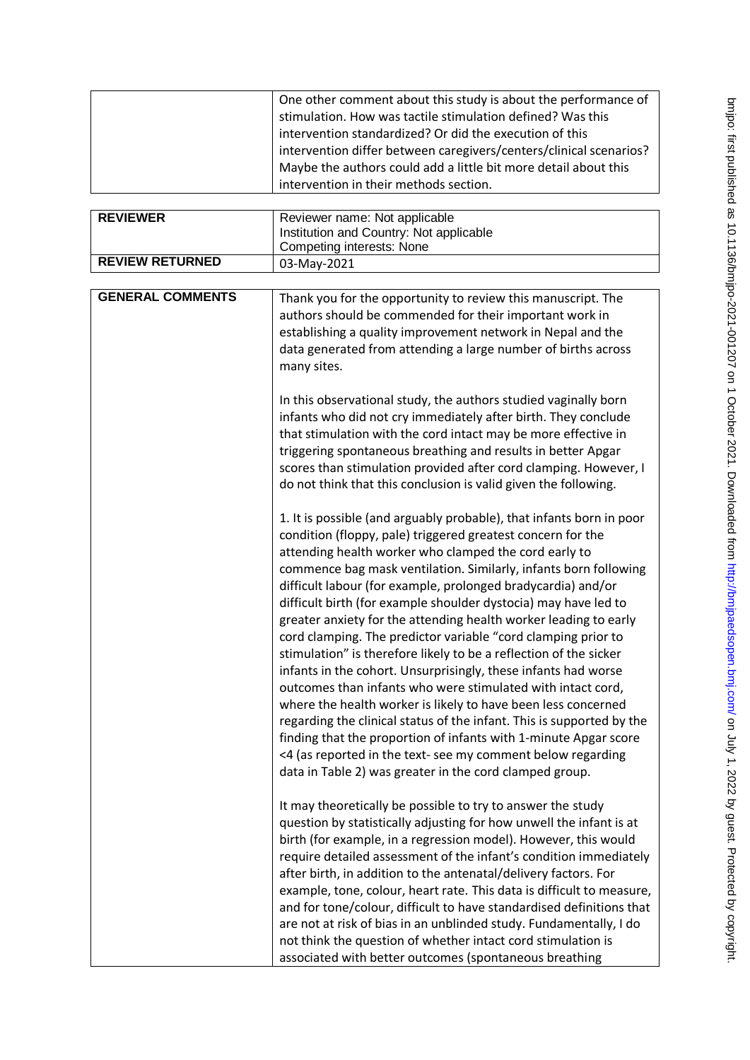| | |
|---|---|
| | One other comment about this study is about the performance of stimulation. How was tactile stimulation defined? Was this intervention standardized? Or did the execution of this intervention differ between caregivers/centers/clinical scenarios? Maybe the authors could add a little bit more detail about this intervention in their methods section. |

| | |
|---|---|
| **REVIEWER** | Reviewer name: Not applicable<br>Institution and Country: Not applicable<br>Competing interests: None |
| **REVIEW RETURNED** | 03-May-2021 |

| | |
|---|---|
| **GENERAL COMMENTS** | Thank you for the opportunity to review this manuscript. The authors should be commended for their important work in establishing a quality improvement network in Nepal and the data generated from attending a large number of births across many sites.<br><br>In this observational study, the authors studied vaginally born infants who did not cry immediately after birth. They conclude that stimulation with the cord intact may be more effective in triggering spontaneous breathing and results in better Apgar scores than stimulation provided after cord clamping. However, I do not think that this conclusion is valid given the following.<br><br>1. It is possible (and arguably probable), that infants born in poor condition (floppy, pale) triggered greatest concern for the attending health worker who clamped the cord early to commence bag mask ventilation. Similarly, infants born following difficult labour (for example, prolonged bradycardia) and/or difficult birth (for example shoulder dystocia) may have led to greater anxiety for the attending health worker leading to early cord clamping. The predictor variable "cord clamping prior to stimulation" is therefore likely to be a reflection of the sicker infants in the cohort. Unsurprisingly, these infants had worse outcomes than infants who were stimulated with intact cord, where the health worker is likely to have been less concerned regarding the clinical status of the infant. This is supported by the finding that the proportion of infants with 1-minute Apgar score <4 (as reported in the text- see my comment below regarding data in Table 2) was greater in the cord clamped group.<br><br>It may theoretically be possible to try to answer the study question by statistically adjusting for how unwell the infant is at birth (for example, in a regression model). However, this would require detailed assessment of the infant's condition immediately after birth, in addition to the antenatal/delivery factors. For example, tone, colour, heart rate. This data is difficult to measure, and for tone/colour, difficult to have standardised definitions that are not at risk of bias in an unblinded study. Fundamentally, I do not think the question of whether intact cord stimulation is associated with better outcomes (spontaneous breathing |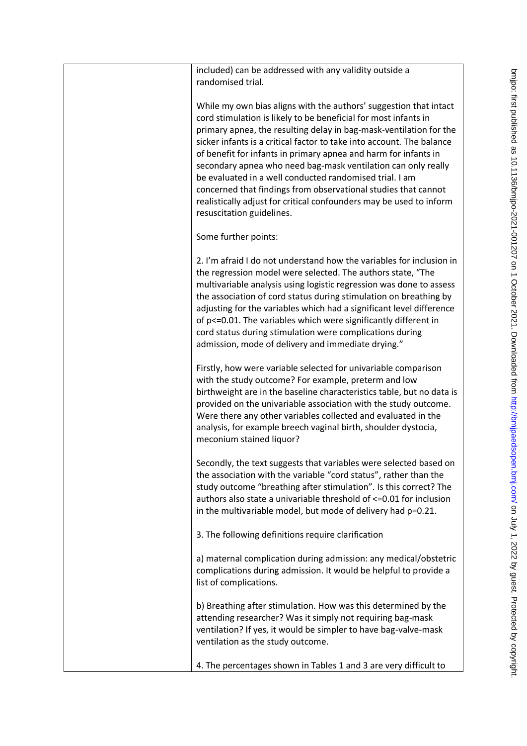included) can be addressed with any validity outside a randomised trial.

While my own bias aligns with the authors' suggestion that intact cord stimulation is likely to be beneficial for most infants in primary apnea, the resulting delay in bag-mask-ventilation for the sicker infants is a critical factor to take into account. The balance of benefit for infants in primary apnea and harm for infants in secondary apnea who need bag-mask ventilation can only really be evaluated in a well conducted randomised trial. I am concerned that findings from observational studies that cannot realistically adjust for critical confounders may be used to inform resuscitation guidelines.

Some further points:

2. I'm afraid I do not understand how the variables for inclusion in the regression model were selected. The authors state, "The multivariable analysis using logistic regression was done to assess the association of cord status during stimulation on breathing by adjusting for the variables which had a significant level difference of p<=0.01. The variables which were significantly different in cord status during stimulation were complications during admission, mode of delivery and immediate drying."

Firstly, how were variable selected for univariable comparison with the study outcome? For example, preterm and low birthweight are in the baseline characteristics table, but no data is provided on the univariable association with the study outcome. Were there any other variables collected and evaluated in the analysis, for example breech vaginal birth, shoulder dystocia, meconium stained liquor?

Secondly, the text suggests that variables were selected based on the association with the variable "cord status", rather than the study outcome "breathing after stimulation". Is this correct? The authors also state a univariable threshold of <=0.01 for inclusion in the multivariable model, but mode of delivery had p=0.21.

3. The following definitions require clarification

a) maternal complication during admission: any medical/obstetric complications during admission. It would be helpful to provide a list of complications.

b) Breathing after stimulation. How was this determined by the attending researcher? Was it simply not requiring bag-mask ventilation? If yes, it would be simpler to have bag-valve-mask ventilation as the study outcome.

4. The percentages shown in Tables 1 and 3 are very difficult to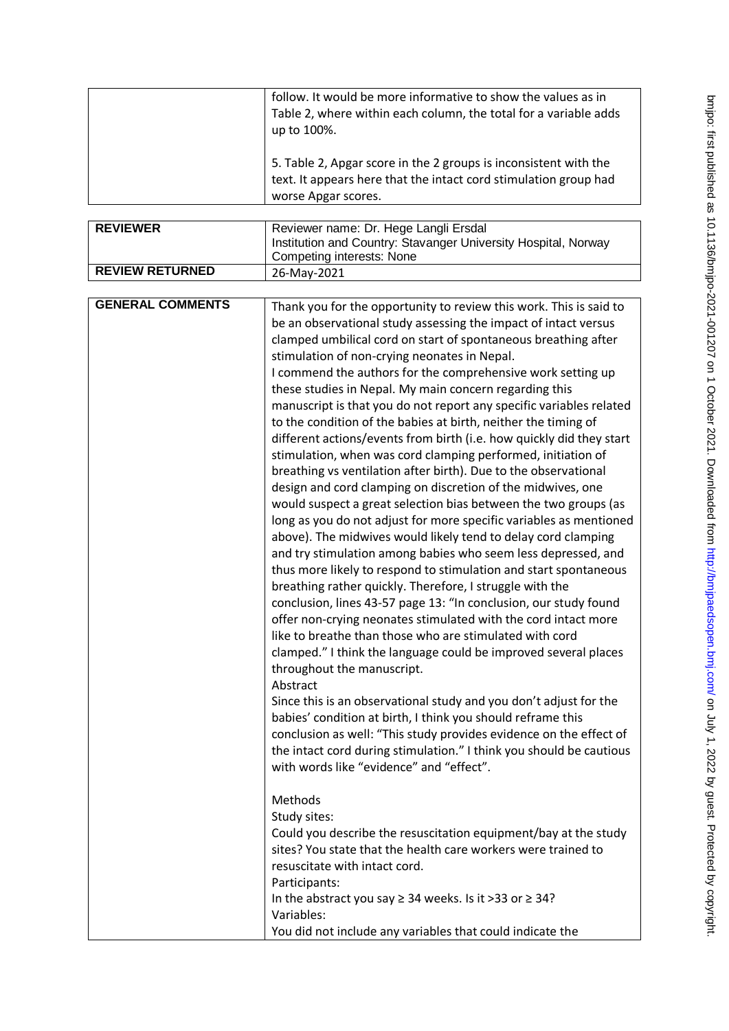| | |
|---|---|
| | follow. It would be more informative to show the values as in Table 2, where within each column, the total for a variable adds up to 100%.<br><br>5. Table 2, Apgar score in the 2 groups is inconsistent with the text. It appears here that the intact cord stimulation group had worse Apgar scores. |

| | |
|---|---|
| **REVIEWER** | Reviewer name: Dr. Hege Langli Ersdal<br>Institution and Country: Stavanger University Hospital, Norway<br>Competing interests: None |
| **REVIEW RETURNED** | 26-May-2021 |

| | |
|---|---|
| **GENERAL COMMENTS** | Thank you for the opportunity to review this work. This is said to be an observational study assessing the impact of intact versus clamped umbilical cord on start of spontaneous breathing after stimulation of non-crying neonates in Nepal.<br>I commend the authors for the comprehensive work setting up these studies in Nepal. My main concern regarding this manuscript is that you do not report any specific variables related to the condition of the babies at birth, neither the timing of different actions/events from birth (i.e. how quickly did they start stimulation, when was cord clamping performed, initiation of breathing vs ventilation after birth). Due to the observational design and cord clamping on discretion of the midwives, one would suspect a great selection bias between the two groups (as long as you do not adjust for more specific variables as mentioned above). The midwives would likely tend to delay cord clamping and try stimulation among babies who seem less depressed, and thus more likely to respond to stimulation and start spontaneous breathing rather quickly. Therefore, I struggle with the conclusion, lines 43-57 page 13: "In conclusion, our study found offer non-crying neonates stimulated with the cord intact more like to breathe than those who are stimulated with cord clamped." I think the language could be improved several places throughout the manuscript.<br>Abstract<br>Since this is an observational study and you don't adjust for the babies' condition at birth, I think you should reframe this conclusion as well: "This study provides evidence on the effect of the intact cord during stimulation." I think you should be cautious with words like "evidence" and "effect".<br><br>Methods<br>Study sites:<br>Could you describe the resuscitation equipment/bay at the study sites? You state that the health care workers were trained to resuscitate with intact cord.<br>Participants:<br>In the abstract you say ≥ 34 weeks. Is it >33 or ≥ 34?<br>Variables:<br>You did not include any variables that could indicate the |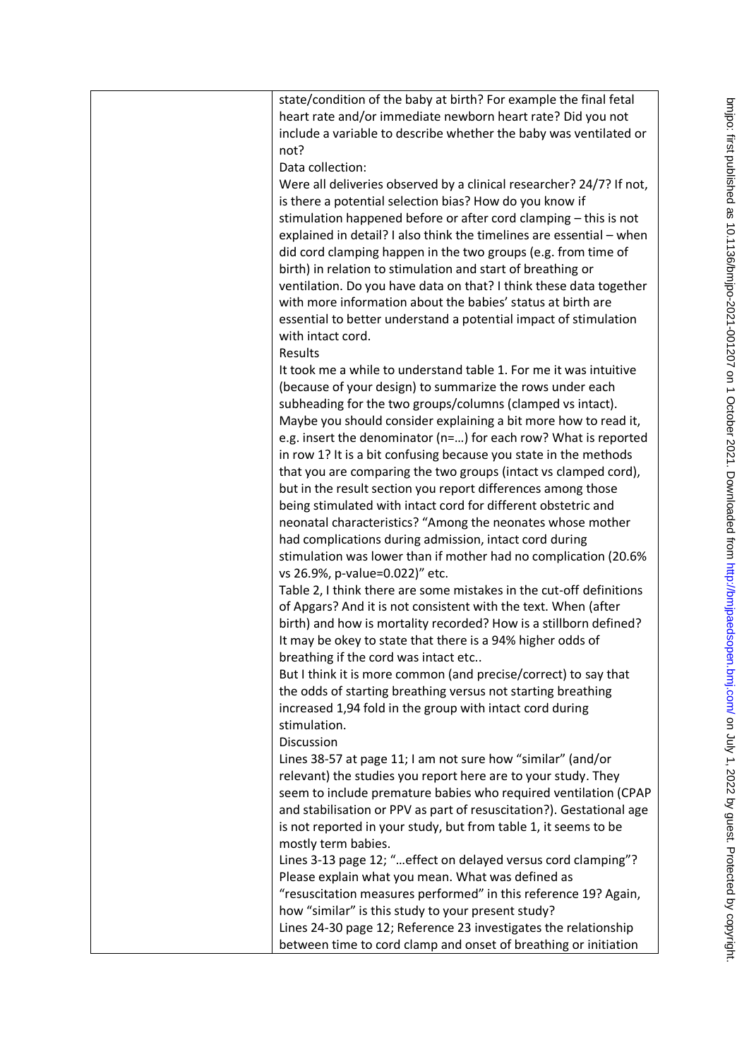| | state/condition of the baby at birth? For example the final fetal heart rate and/or immediate newborn heart rate? Did you not include a variable to describe whether the baby was ventilated or not?<br>Data collection:<br>Were all deliveries observed by a clinical researcher? 24/7? If not, is there a potential selection bias? How do you know if stimulation happened before or after cord clamping – this is not explained in detail? I also think the timelines are essential – when did cord clamping happen in the two groups (e.g. from time of birth) in relation to stimulation and start of breathing or ventilation. Do you have data on that? I think these data together with more information about the babies' status at birth are essential to better understand a potential impact of stimulation with intact cord.<br>Results<br>It took me a while to understand table 1. For me it was intuitive (because of your design) to summarize the rows under each subheading for the two groups/columns (clamped vs intact). Maybe you should consider explaining a bit more how to read it, e.g. insert the denominator (n=…) for each row? What is reported in row 1? It is a bit confusing because you state in the methods that you are comparing the two groups (intact vs clamped cord), but in the result section you report differences among those being stimulated with intact cord for different obstetric and neonatal characteristics? "Among the neonates whose mother had complications during admission, intact cord during stimulation was lower than if mother had no complication (20.6% vs 26.9%, p-value=0.022)" etc.<br>Table 2, I think there are some mistakes in the cut-off definitions of Apgars? And it is not consistent with the text. When (after birth) and how is mortality recorded? How is a stillborn defined? It may be okey to state that there is a 94% higher odds of breathing if the cord was intact etc..<br>But I think it is more common (and precise/correct) to say that the odds of starting breathing versus not starting breathing increased 1,94 fold in the group with intact cord during stimulation.<br>Discussion<br>Lines 38-57 at page 11; I am not sure how "similar" (and/or relevant) the studies you report here are to your study. They seem to include premature babies who required ventilation (CPAP and stabilisation or PPV as part of resuscitation?). Gestational age is not reported in your study, but from table 1, it seems to be mostly term babies.<br>Lines 3-13 page 12; "…effect on delayed versus cord clamping"? Please explain what you mean. What was defined as "resuscitation measures performed" in this reference 19? Again, how "similar" is this study to your present study?<br>Lines 24-30 page 12; Reference 23 investigates the relationship between time to cord clamp and onset of breathing or initiation |
|---|---|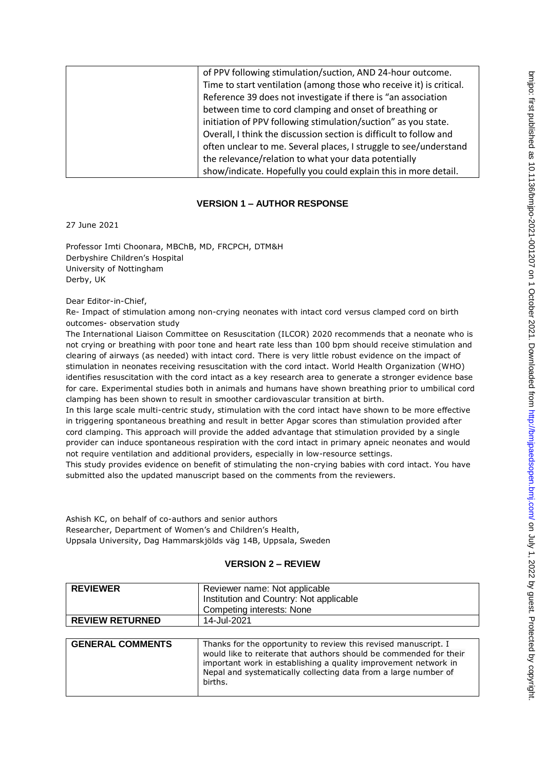| | of PPV following stimulation/suction, AND 24-hour outcome. Time to start ventilation (among those who receive it) is critical. Reference 39 does not investigate if there is "an association between time to cord clamping and onset of breathing or initiation of PPV following stimulation/suction" as you state. Overall, I think the discussion section is difficult to follow and often unclear to me. Several places, I struggle to see/understand the relevance/relation to what your data potentially show/indicate. Hopefully you could explain this in more detail. |
|---|---|

## VERSION 1 – AUTHOR RESPONSE

27 June 2021

Professor Imti Choonara, MBChB, MD, FRCPCH, DTM&H
Derbyshire Children's Hospital
University of Nottingham
Derby, UK

Dear Editor-in-Chief,

Re- Impact of stimulation among non-crying neonates with intact cord versus clamped cord on birth outcomes- observation study

The International Liaison Committee on Resuscitation (ILCOR) 2020 recommends that a neonate who is not crying or breathing with poor tone and heart rate less than 100 bpm should receive stimulation and clearing of airways (as needed) with intact cord. There is very little robust evidence on the impact of stimulation in neonates receiving resuscitation with the cord intact. World Health Organization (WHO) identifies resuscitation with the cord intact as a key research area to generate a stronger evidence base for care. Experimental studies both in animals and humans have shown breathing prior to umbilical cord clamping has been shown to result in smoother cardiovascular transition at birth.

In this large scale multi-centric study, stimulation with the cord intact have shown to be more effective in triggering spontaneous breathing and result in better Apgar scores than stimulation provided after cord clamping. This approach will provide the added advantage that stimulation provided by a single provider can induce spontaneous respiration with the cord intact in primary apneic neonates and would not require ventilation and additional providers, especially in low-resource settings.

This study provides evidence on benefit of stimulating the non-crying babies with cord intact. You have submitted also the updated manuscript based on the comments from the reviewers.

Ashish KC, on behalf of co-authors and senior authors
Researcher, Department of Women's and Children's Health,
Uppsala University, Dag Hammarskjölds väg 14B, Uppsala, Sweden

## VERSION 2 – REVIEW

| **REVIEWER** | Reviewer name: Not applicable<br>Institution and Country: Not applicable<br>Competing interests: None |
|---|---|
| **REVIEW RETURNED** | 14-Jul-2021 |

| **GENERAL COMMENTS** | Thanks for the opportunity to review this revised manuscript. I would like to reiterate that authors should be commended for their important work in establishing a quality improvement network in Nepal and systematically collecting data from a large number of births. |
|---|---|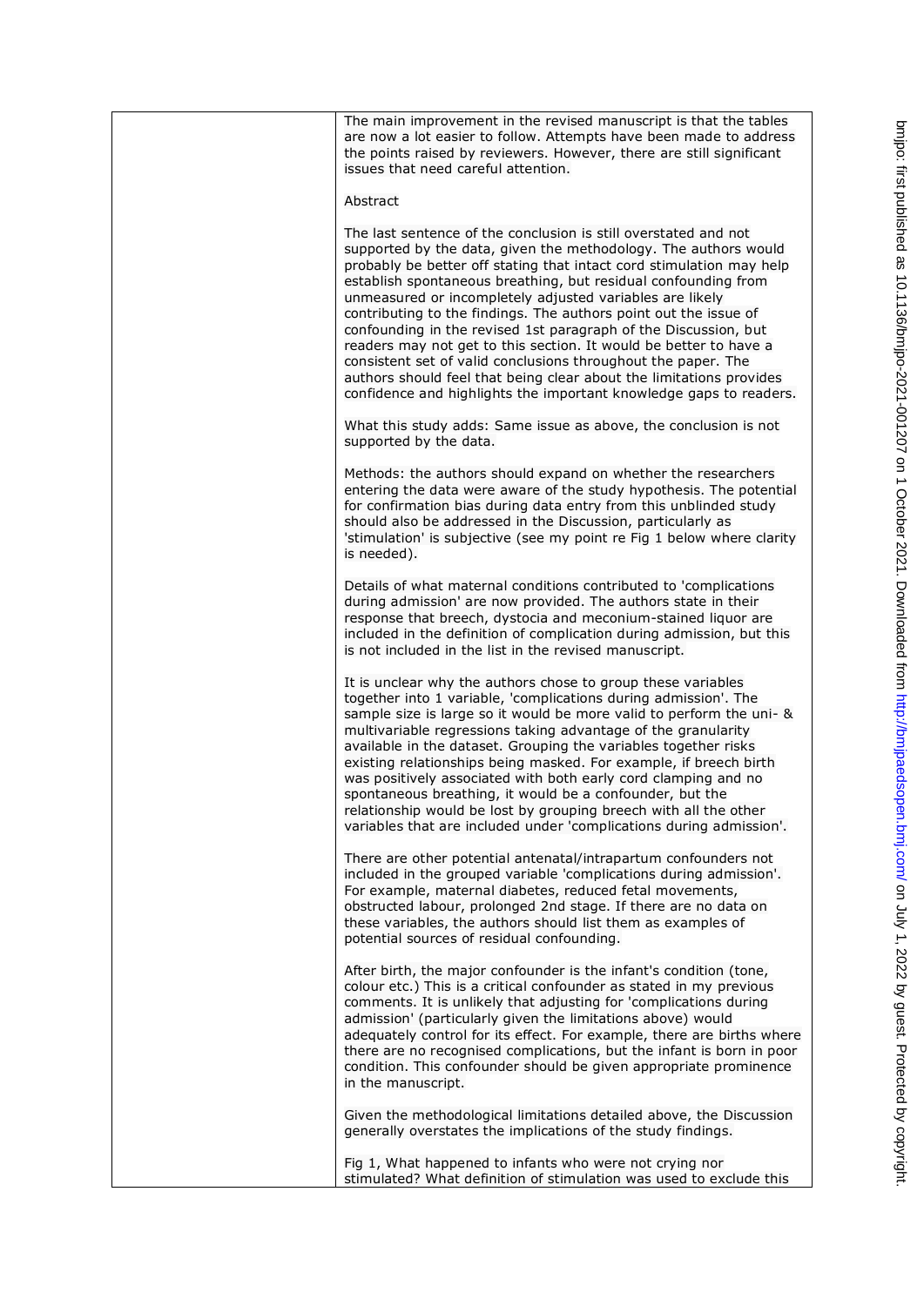The main improvement in the revised manuscript is that the tables are now a lot easier to follow. Attempts have been made to address the points raised by reviewers. However, there are still significant issues that need careful attention.

Abstract

The last sentence of the conclusion is still overstated and not supported by the data, given the methodology. The authors would probably be better off stating that intact cord stimulation may help establish spontaneous breathing, but residual confounding from unmeasured or incompletely adjusted variables are likely contributing to the findings. The authors point out the issue of confounding in the revised 1st paragraph of the Discussion, but readers may not get to this section. It would be better to have a consistent set of valid conclusions throughout the paper. The authors should feel that being clear about the limitations provides confidence and highlights the important knowledge gaps to readers.

What this study adds: Same issue as above, the conclusion is not supported by the data.

Methods: the authors should expand on whether the researchers entering the data were aware of the study hypothesis. The potential for confirmation bias during data entry from this unblinded study should also be addressed in the Discussion, particularly as 'stimulation' is subjective (see my point re Fig 1 below where clarity is needed).

Details of what maternal conditions contributed to 'complications during admission' are now provided. The authors state in their response that breech, dystocia and meconium-stained liquor are included in the definition of complication during admission, but this is not included in the list in the revised manuscript.

It is unclear why the authors chose to group these variables together into 1 variable, 'complications during admission'. The sample size is large so it would be more valid to perform the uni- & multivariable regressions taking advantage of the granularity available in the dataset. Grouping the variables together risks existing relationships being masked. For example, if breech birth was positively associated with both early cord clamping and no spontaneous breathing, it would be a confounder, but the relationship would be lost by grouping breech with all the other variables that are included under 'complications during admission'.

There are other potential antenatal/intrapartum confounders not included in the grouped variable 'complications during admission'. For example, maternal diabetes, reduced fetal movements, obstructed labour, prolonged 2nd stage. If there are no data on these variables, the authors should list them as examples of potential sources of residual confounding.

After birth, the major confounder is the infant's condition (tone, colour etc.) This is a critical confounder as stated in my previous comments. It is unlikely that adjusting for 'complications during admission' (particularly given the limitations above) would adequately control for its effect. For example, there are births where there are no recognised complications, but the infant is born in poor condition. This confounder should be given appropriate prominence in the manuscript.

Given the methodological limitations detailed above, the Discussion generally overstates the implications of the study findings.

Fig 1, What happened to infants who were not crying nor stimulated? What definition of stimulation was used to exclude this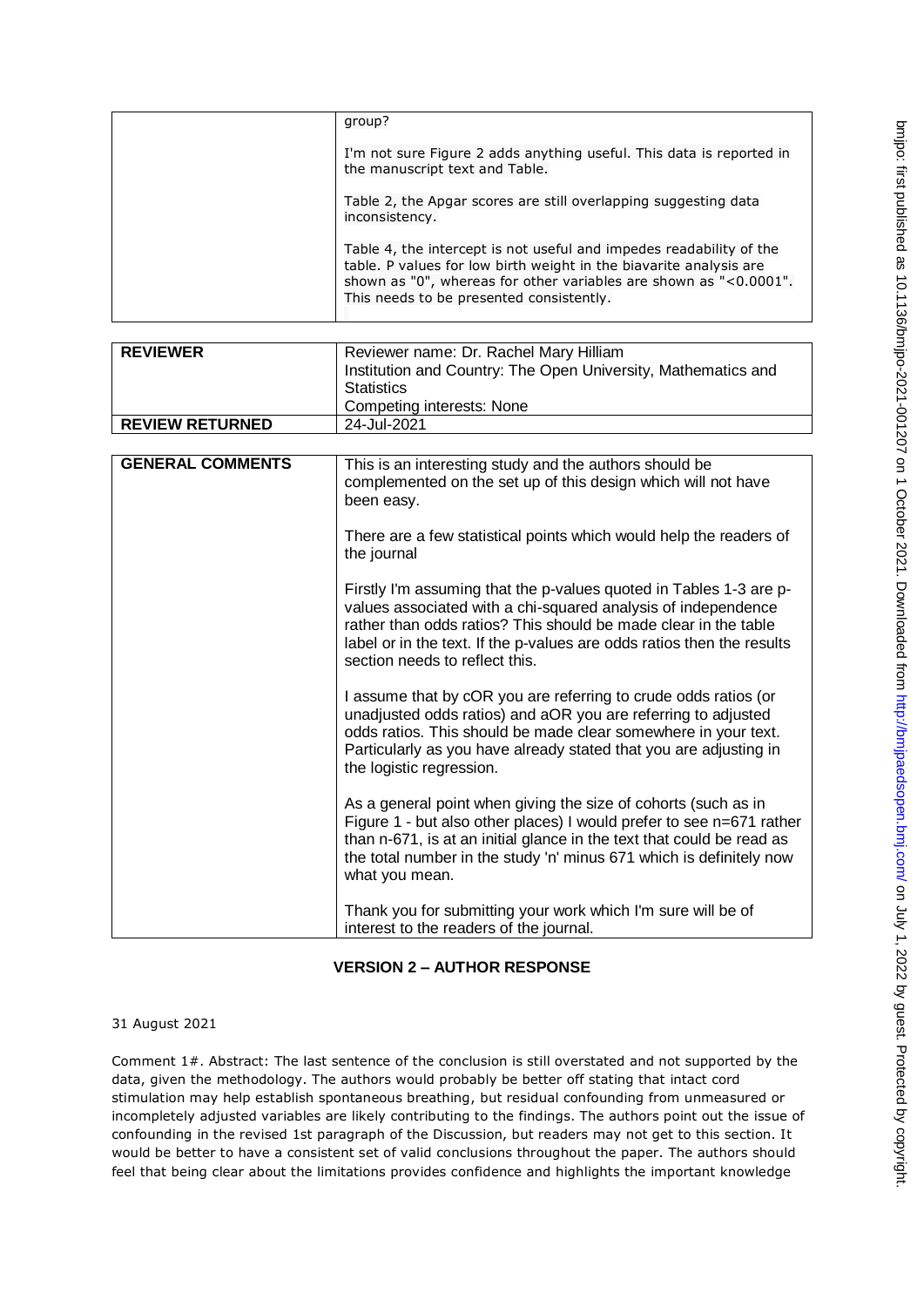| | |
|---|---|
| | group?<br><br>I'm not sure Figure 2 adds anything useful. This data is reported in the manuscript text and Table.<br><br>Table 2, the Apgar scores are still overlapping suggesting data inconsistency.<br><br>Table 4, the intercept is not useful and impedes readability of the table. P values for low birth weight in the biavarite analysis are shown as "0", whereas for other variables are shown as "<0.0001". This needs to be presented consistently. |

| | |
|---|---|
| **REVIEWER** | Reviewer name: Dr. Rachel Mary Hilliam<br>Institution and Country: The Open University, Mathematics and Statistics<br>Competing interests: None |
| **REVIEW RETURNED** | 24-Jul-2021 |

| | |
|---|---|
| **GENERAL COMMENTS** | This is an interesting study and the authors should be complemented on the set up of this design which will not have been easy.<br><br>There are a few statistical points which would help the readers of the journal<br><br>Firstly I'm assuming that the p-values quoted in Tables 1-3 are p-values associated with a chi-squared analysis of independence rather than odds ratios? This should be made clear in the table label or in the text. If the p-values are odds ratios then the results section needs to reflect this.<br><br>I assume that by cOR you are referring to crude odds ratios (or unadjusted odds ratios) and aOR you are referring to adjusted odds ratios. This should be made clear somewhere in your text. Particularly as you have already stated that you are adjusting in the logistic regression.<br><br>As a general point when giving the size of cohorts (such as in Figure 1 - but also other places) I would prefer to see n=671 rather than n-671, is at an initial glance in the text that could be read as the total number in the study 'n' minus 671 which is definitely now what you mean.<br><br>Thank you for submitting your work which I'm sure will be of interest to the readers of the journal. |

## VERSION 2 – AUTHOR RESPONSE

31 August 2021

Comment 1#. Abstract: The last sentence of the conclusion is still overstated and not supported by the data, given the methodology. The authors would probably be better off stating that intact cord stimulation may help establish spontaneous breathing, but residual confounding from unmeasured or incompletely adjusted variables are likely contributing to the findings. The authors point out the issue of confounding in the revised 1st paragraph of the Discussion, but readers may not get to this section. It would be better to have a consistent set of valid conclusions throughout the paper. The authors should feel that being clear about the limitations provides confidence and highlights the important knowledge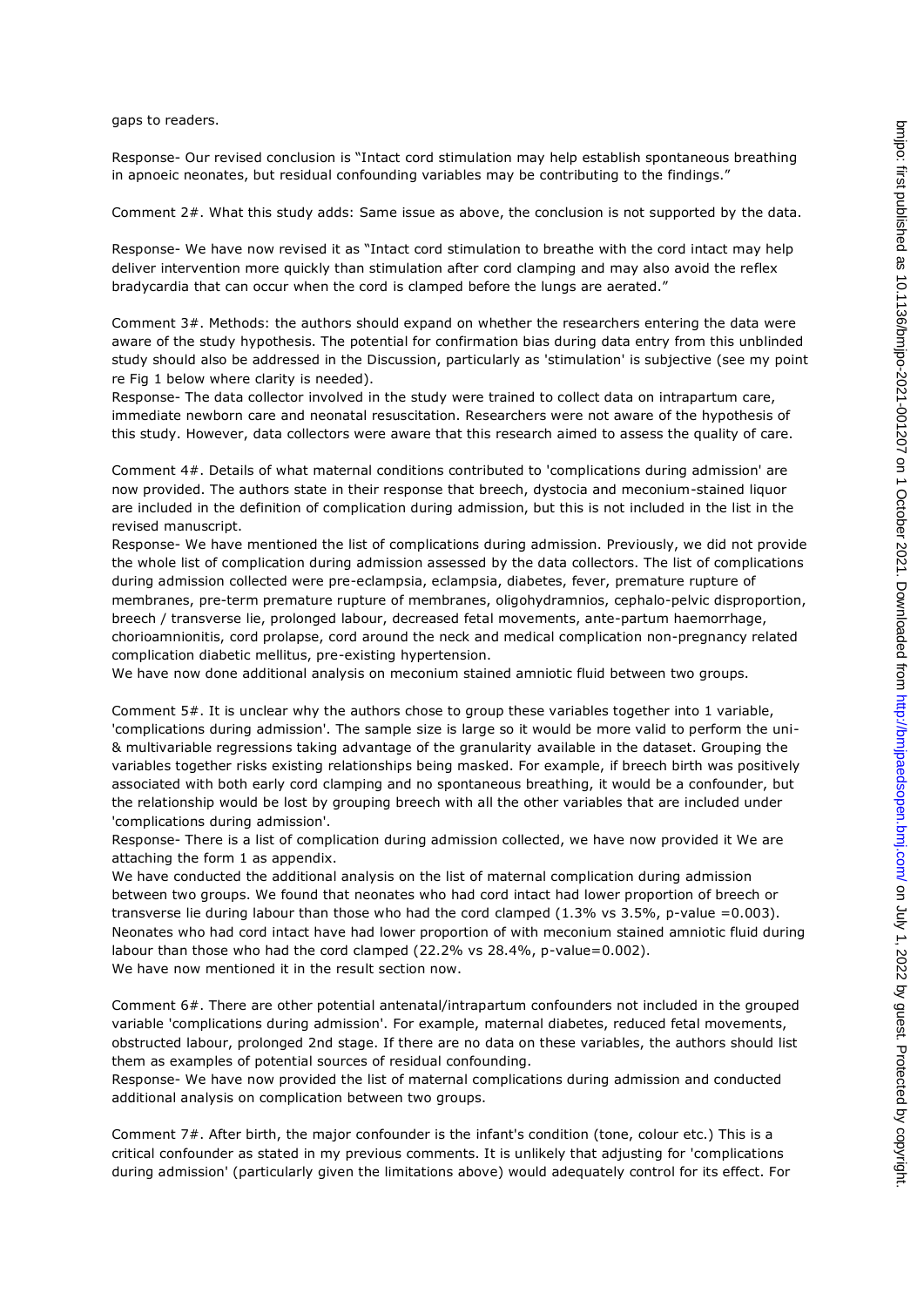gaps to readers.

Response- Our revised conclusion is "Intact cord stimulation may help establish spontaneous breathing in apnoeic neonates, but residual confounding variables may be contributing to the findings."

Comment 2#. What this study adds: Same issue as above, the conclusion is not supported by the data.

Response- We have now revised it as "Intact cord stimulation to breathe with the cord intact may help deliver intervention more quickly than stimulation after cord clamping and may also avoid the reflex bradycardia that can occur when the cord is clamped before the lungs are aerated."

Comment 3#. Methods: the authors should expand on whether the researchers entering the data were aware of the study hypothesis. The potential for confirmation bias during data entry from this unblinded study should also be addressed in the Discussion, particularly as 'stimulation' is subjective (see my point re Fig 1 below where clarity is needed).
Response- The data collector involved in the study were trained to collect data on intrapartum care, immediate newborn care and neonatal resuscitation. Researchers were not aware of the hypothesis of this study. However, data collectors were aware that this research aimed to assess the quality of care.

Comment 4#. Details of what maternal conditions contributed to 'complications during admission' are now provided. The authors state in their response that breech, dystocia and meconium-stained liquor are included in the definition of complication during admission, but this is not included in the list in the revised manuscript.
Response- We have mentioned the list of complications during admission. Previously, we did not provide the whole list of complication during admission assessed by the data collectors. The list of complications during admission collected were pre-eclampsia, eclampsia, diabetes, fever, premature rupture of membranes, pre-term premature rupture of membranes, oligohydramnios, cephalo-pelvic disproportion, breech / transverse lie, prolonged labour, decreased fetal movements, ante-partum haemorrhage, chorioamnionitis, cord prolapse, cord around the neck and medical complication non-pregnancy related complication diabetic mellitus, pre-existing hypertension.
We have now done additional analysis on meconium stained amniotic fluid between two groups.

Comment 5#. It is unclear why the authors chose to group these variables together into 1 variable, 'complications during admission'. The sample size is large so it would be more valid to perform the uni- & multivariable regressions taking advantage of the granularity available in the dataset. Grouping the variables together risks existing relationships being masked. For example, if breech birth was positively associated with both early cord clamping and no spontaneous breathing, it would be a confounder, but the relationship would be lost by grouping breech with all the other variables that are included under 'complications during admission'.
Response- There is a list of complication during admission collected, we have now provided it We are attaching the form 1 as appendix.
We have conducted the additional analysis on the list of maternal complication during admission between two groups. We found that neonates who had cord intact had lower proportion of breech or transverse lie during labour than those who had the cord clamped (1.3% vs 3.5%, p-value =0.003). Neonates who had cord intact have had lower proportion of with meconium stained amniotic fluid during labour than those who had the cord clamped (22.2% vs 28.4%, p-value=0.002).
We have now mentioned it in the result section now.

Comment 6#. There are other potential antenatal/intrapartum confounders not included in the grouped variable 'complications during admission'. For example, maternal diabetes, reduced fetal movements, obstructed labour, prolonged 2nd stage. If there are no data on these variables, the authors should list them as examples of potential sources of residual confounding.
Response- We have now provided the list of maternal complications during admission and conducted additional analysis on complication between two groups.

Comment 7#. After birth, the major confounder is the infant's condition (tone, colour etc.) This is a critical confounder as stated in my previous comments. It is unlikely that adjusting for 'complications during admission' (particularly given the limitations above) would adequately control for its effect. For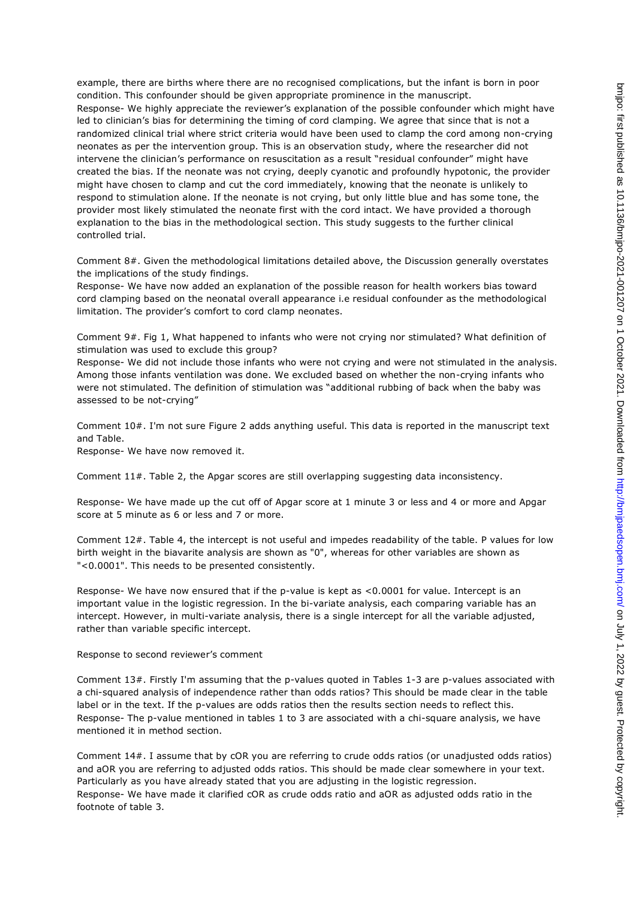example, there are births where there are no recognised complications, but the infant is born in poor condition. This confounder should be given appropriate prominence in the manuscript.
Response- We highly appreciate the reviewer's explanation of the possible confounder which might have led to clinician's bias for determining the timing of cord clamping. We agree that since that is not a randomized clinical trial where strict criteria would have been used to clamp the cord among non-crying neonates as per the intervention group. This is an observation study, where the researcher did not intervene the clinician's performance on resuscitation as a result "residual confounder" might have created the bias. If the neonate was not crying, deeply cyanotic and profoundly hypotonic, the provider might have chosen to clamp and cut the cord immediately, knowing that the neonate is unlikely to respond to stimulation alone. If the neonate is not crying, but only little blue and has some tone, the provider most likely stimulated the neonate first with the cord intact. We have provided a thorough explanation to the bias in the methodological section. This study suggests to the further clinical controlled trial.

Comment 8#. Given the methodological limitations detailed above, the Discussion generally overstates the implications of the study findings.
Response- We have now added an explanation of the possible reason for health workers bias toward cord clamping based on the neonatal overall appearance i.e residual confounder as the methodological limitation. The provider's comfort to cord clamp neonates.

Comment 9#. Fig 1, What happened to infants who were not crying nor stimulated? What definition of stimulation was used to exclude this group?
Response- We did not include those infants who were not crying and were not stimulated in the analysis. Among those infants ventilation was done. We excluded based on whether the non-crying infants who were not stimulated. The definition of stimulation was "additional rubbing of back when the baby was assessed to be not-crying"

Comment 10#. I'm not sure Figure 2 adds anything useful. This data is reported in the manuscript text and Table.
Response- We have now removed it.

Comment 11#. Table 2, the Apgar scores are still overlapping suggesting data inconsistency.

Response- We have made up the cut off of Apgar score at 1 minute 3 or less and 4 or more and Apgar score at 5 minute as 6 or less and 7 or more.

Comment 12#. Table 4, the intercept is not useful and impedes readability of the table. P values for low birth weight in the biavarite analysis are shown as "0", whereas for other variables are shown as "<0.0001". This needs to be presented consistently.

Response- We have now ensured that if the p-value is kept as <0.0001 for value. Intercept is an important value in the logistic regression. In the bi-variate analysis, each comparing variable has an intercept. However, in multi-variate analysis, there is a single intercept for all the variable adjusted, rather than variable specific intercept.

Response to second reviewer's comment

Comment 13#. Firstly I'm assuming that the p-values quoted in Tables 1-3 are p-values associated with a chi-squared analysis of independence rather than odds ratios? This should be made clear in the table label or in the text. If the p-values are odds ratios then the results section needs to reflect this.
Response- The p-value mentioned in tables 1 to 3 are associated with a chi-square analysis, we have mentioned it in method section.

Comment 14#. I assume that by cOR you are referring to crude odds ratios (or unadjusted odds ratios) and aOR you are referring to adjusted odds ratios. This should be made clear somewhere in your text. Particularly as you have already stated that you are adjusting in the logistic regression.
Response- We have made it clarified cOR as crude odds ratio and aOR as adjusted odds ratio in the footnote of table 3.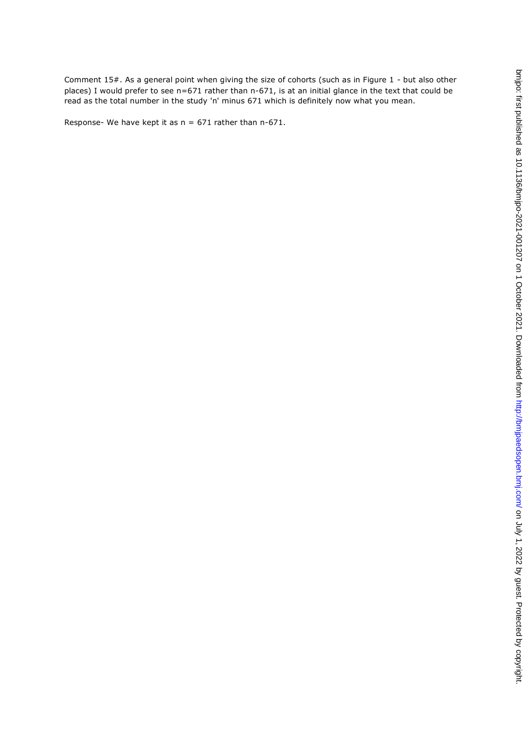Comment 15#. As a general point when giving the size of cohorts (such as in Figure 1 - but also other places) I would prefer to see n=671 rather than n-671, is at an initial glance in the text that could be read as the total number in the study 'n' minus 671 which is definitely now what you mean.

Response- We have kept it as n = 671 rather than n-671.